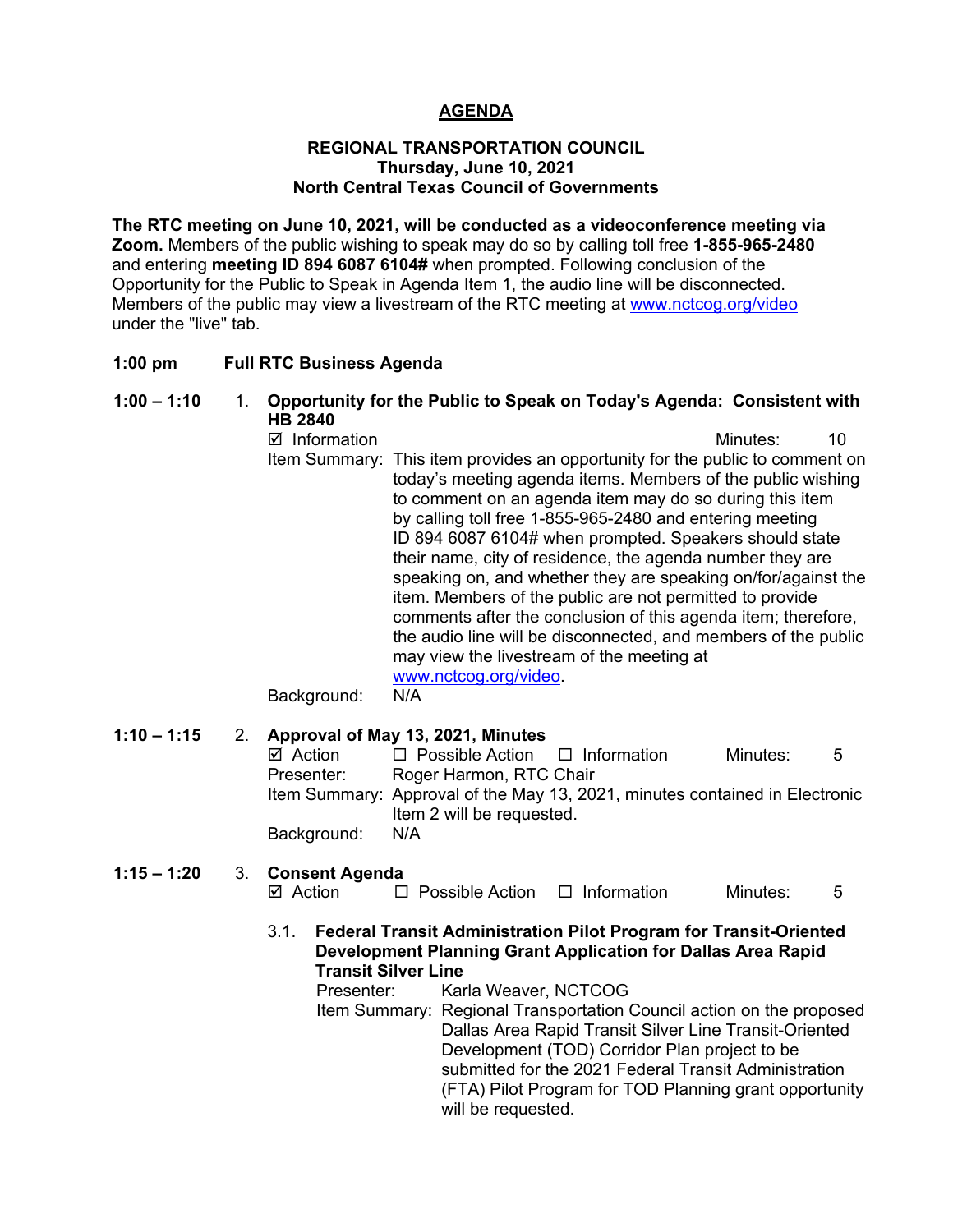# AGENDA

## REGIONAL TRANSPORTATION COUNCIL
**Thursday, June 10, 2021**
**North Central Texas Council of Governments**

**The RTC meeting on June 10, 2021, will be conducted as a videoconference meeting via Zoom.** Members of the public wishing to speak may do so by calling toll free **1-855-965-2480** and entering **meeting ID 894 6087 6104#** when prompted. Following conclusion of the Opportunity for the Public to Speak in Agenda Item 1, the audio line will be disconnected. Members of the public may view a livestream of the RTC meeting at www.nctcog.org/video under the "live" tab.

**1:00 pm Full RTC Business Agenda**

**1:00 – 1:10** 1. **Opportunity for the Public to Speak on Today's Agenda: Consistent with HB 2840**

☑ Information Minutes: 10

Item Summary: This item provides an opportunity for the public to comment on today's meeting agenda items. Members of the public wishing to comment on an agenda item may do so during this item by calling toll free 1-855-965-2480 and entering meeting ID 894 6087 6104# when prompted. Speakers should state their name, city of residence, the agenda number they are speaking on, and whether they are speaking on/for/against the item. Members of the public are not permitted to provide comments after the conclusion of this agenda item; therefore, the audio line will be disconnected, and members of the public may view the livestream of the meeting at www.nctcog.org/video.

Background: N/A

**1:10 – 1:15** 2. **Approval of May 13, 2021, Minutes**

☑ Action ☐ Possible Action ☐ Information Minutes: 5

Presenter: Roger Harmon, RTC Chair

Item Summary: Approval of the May 13, 2021, minutes contained in Electronic Item 2 will be requested.

Background: N/A

**1:15 – 1:20** 3. **Consent Agenda**

☑ Action ☐ Possible Action ☐ Information Minutes: 5

3.1. **Federal Transit Administration Pilot Program for Transit-Oriented Development Planning Grant Application for Dallas Area Rapid Transit Silver Line**

Presenter: Karla Weaver, NCTCOG

Item Summary: Regional Transportation Council action on the proposed Dallas Area Rapid Transit Silver Line Transit-Oriented Development (TOD) Corridor Plan project to be submitted for the 2021 Federal Transit Administration (FTA) Pilot Program for TOD Planning grant opportunity will be requested.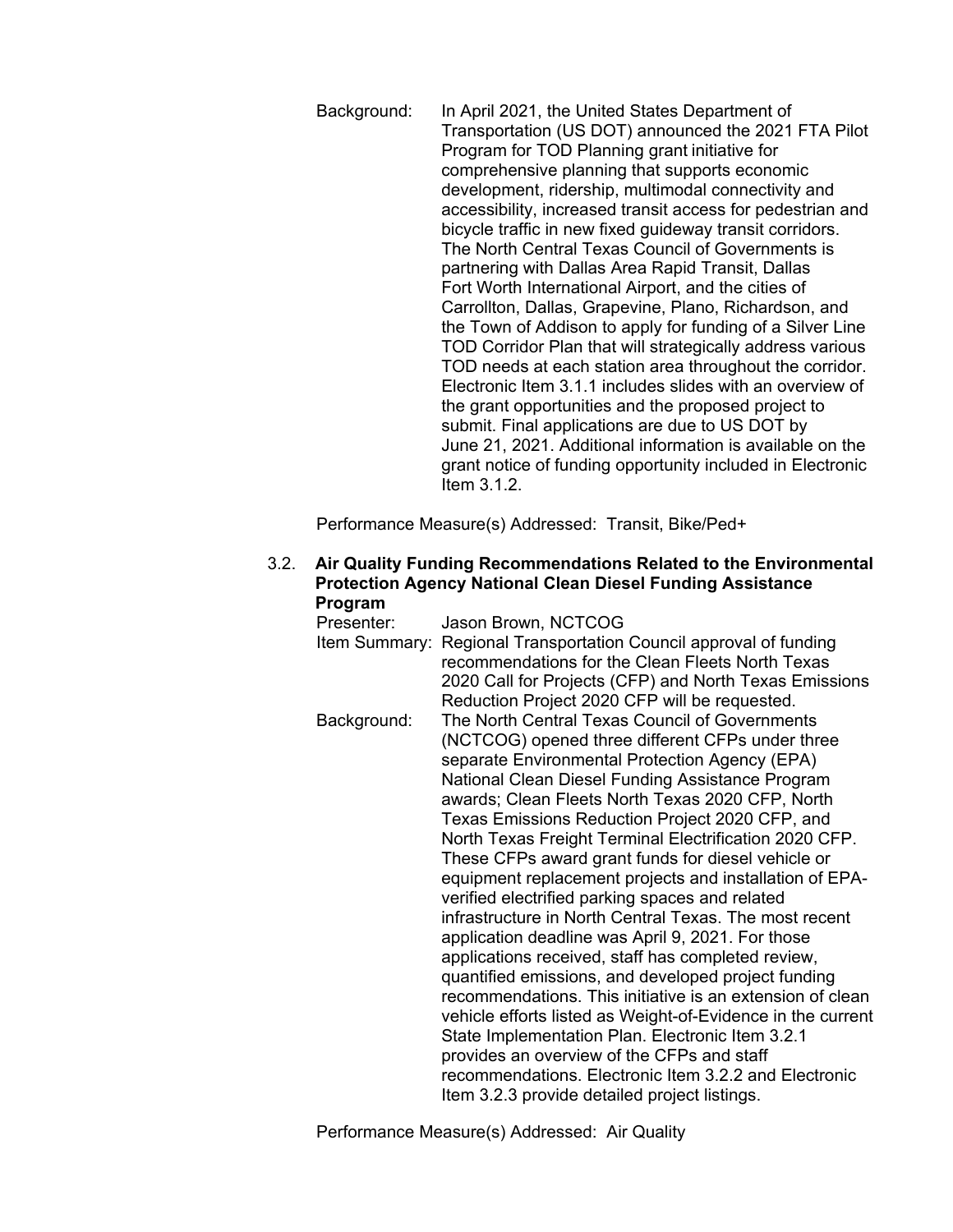Background: In April 2021, the United States Department of Transportation (US DOT) announced the 2021 FTA Pilot Program for TOD Planning grant initiative for comprehensive planning that supports economic development, ridership, multimodal connectivity and accessibility, increased transit access for pedestrian and bicycle traffic in new fixed guideway transit corridors. The North Central Texas Council of Governments is partnering with Dallas Area Rapid Transit, Dallas Fort Worth International Airport, and the cities of Carrollton, Dallas, Grapevine, Plano, Richardson, and the Town of Addison to apply for funding of a Silver Line TOD Corridor Plan that will strategically address various TOD needs at each station area throughout the corridor. Electronic Item 3.1.1 includes slides with an overview of the grant opportunities and the proposed project to submit. Final applications are due to US DOT by June 21, 2021. Additional information is available on the grant notice of funding opportunity included in Electronic Item 3.1.2.

Performance Measure(s) Addressed: Transit, Bike/Ped+

3.2. **Air Quality Funding Recommendations Related to the Environmental Protection Agency National Clean Diesel Funding Assistance Program**

Presenter: Jason Brown, NCTCOG

Item Summary: Regional Transportation Council approval of funding recommendations for the Clean Fleets North Texas 2020 Call for Projects (CFP) and North Texas Emissions Reduction Project 2020 CFP will be requested.

Background: The North Central Texas Council of Governments (NCTCOG) opened three different CFPs under three separate Environmental Protection Agency (EPA) National Clean Diesel Funding Assistance Program awards; Clean Fleets North Texas 2020 CFP, North Texas Emissions Reduction Project 2020 CFP, and North Texas Freight Terminal Electrification 2020 CFP. These CFPs award grant funds for diesel vehicle or equipment replacement projects and installation of EPA-verified electrified parking spaces and related infrastructure in North Central Texas. The most recent application deadline was April 9, 2021. For those applications received, staff has completed review, quantified emissions, and developed project funding recommendations. This initiative is an extension of clean vehicle efforts listed as Weight-of-Evidence in the current State Implementation Plan. Electronic Item 3.2.1 provides an overview of the CFPs and staff recommendations. Electronic Item 3.2.2 and Electronic Item 3.2.3 provide detailed project listings.

Performance Measure(s) Addressed: Air Quality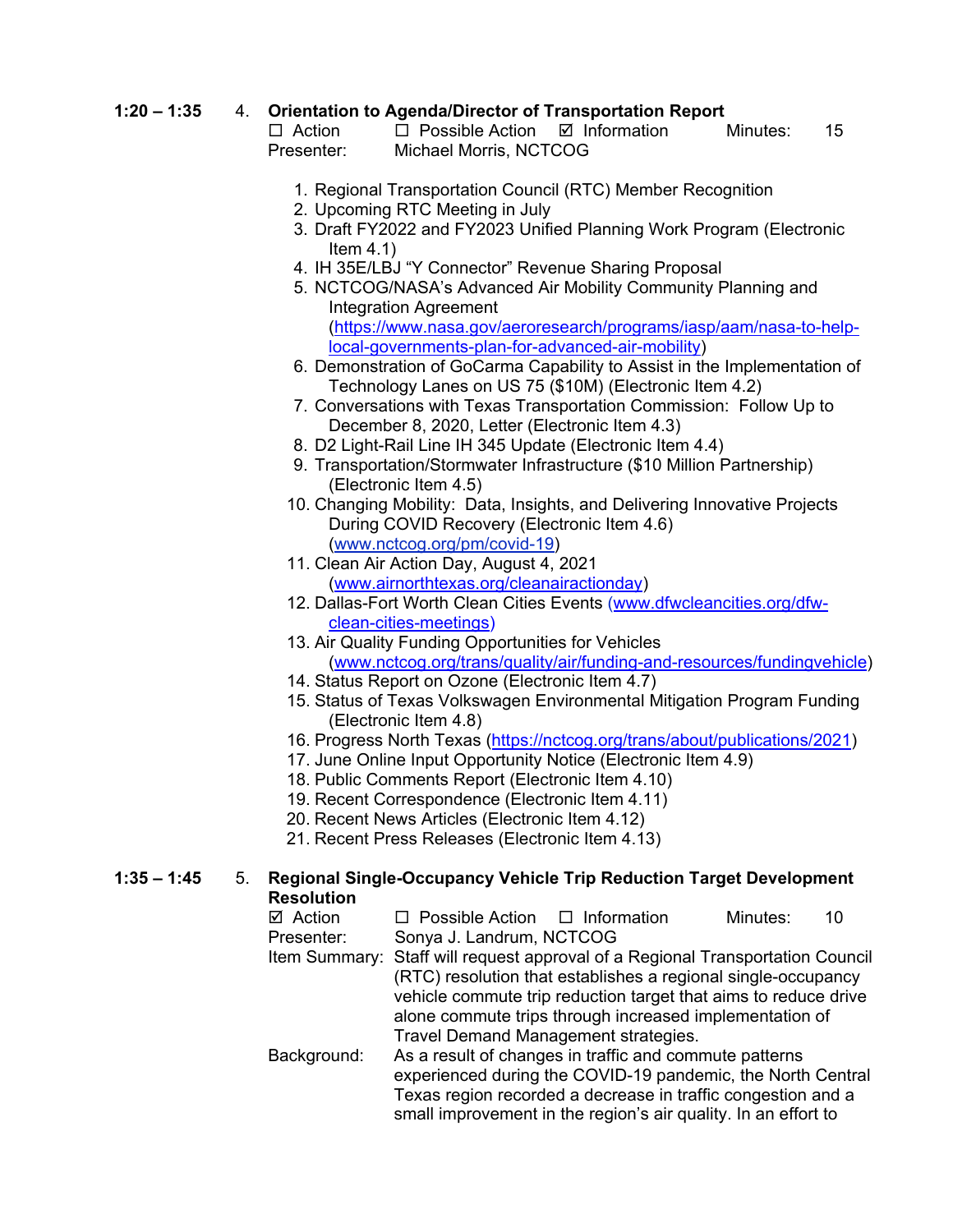**1:20 – 1:35** 4. **Orientation to Agenda/Director of Transportation Report**

☐ Action ☐ Possible Action ☑ Information Minutes: 15

Presenter: Michael Morris, NCTCOG

1. Regional Transportation Council (RTC) Member Recognition
2. Upcoming RTC Meeting in July
3. Draft FY2022 and FY2023 Unified Planning Work Program (Electronic Item 4.1)
4. IH 35E/LBJ "Y Connector" Revenue Sharing Proposal
5. NCTCOG/NASA's Advanced Air Mobility Community Planning and Integration Agreement (https://www.nasa.gov/aeroresearch/programs/iasp/aam/nasa-to-help-local-governments-plan-for-advanced-air-mobility)
6. Demonstration of GoCarma Capability to Assist in the Implementation of Technology Lanes on US 75 ($10M) (Electronic Item 4.2)
7. Conversations with Texas Transportation Commission: Follow Up to December 8, 2020, Letter (Electronic Item 4.3)
8. D2 Light-Rail Line IH 345 Update (Electronic Item 4.4)
9. Transportation/Stormwater Infrastructure ($10 Million Partnership) (Electronic Item 4.5)
10. Changing Mobility: Data, Insights, and Delivering Innovative Projects During COVID Recovery (Electronic Item 4.6) (www.nctcog.org/pm/covid-19)
11. Clean Air Action Day, August 4, 2021 (www.airnorthtexas.org/cleanairactionday)
12. Dallas-Fort Worth Clean Cities Events (www.dfwcleancities.org/dfw-clean-cities-meetings)
13. Air Quality Funding Opportunities for Vehicles (www.nctcog.org/trans/quality/air/funding-and-resources/fundingvehicle)
14. Status Report on Ozone (Electronic Item 4.7)
15. Status of Texas Volkswagen Environmental Mitigation Program Funding (Electronic Item 4.8)
16. Progress North Texas (https://nctcog.org/trans/about/publications/2021)
17. June Online Input Opportunity Notice (Electronic Item 4.9)
18. Public Comments Report (Electronic Item 4.10)
19. Recent Correspondence (Electronic Item 4.11)
20. Recent News Articles (Electronic Item 4.12)
21. Recent Press Releases (Electronic Item 4.13)

**1:35 – 1:45** 5. **Regional Single-Occupancy Vehicle Trip Reduction Target Development Resolution**

☑ Action ☐ Possible Action ☐ Information Minutes: 10

Presenter: Sonya J. Landrum, NCTCOG

Item Summary: Staff will request approval of a Regional Transportation Council (RTC) resolution that establishes a regional single-occupancy vehicle commute trip reduction target that aims to reduce drive alone commute trips through increased implementation of Travel Demand Management strategies.

Background: As a result of changes in traffic and commute patterns experienced during the COVID-19 pandemic, the North Central Texas region recorded a decrease in traffic congestion and a small improvement in the region's air quality. In an effort to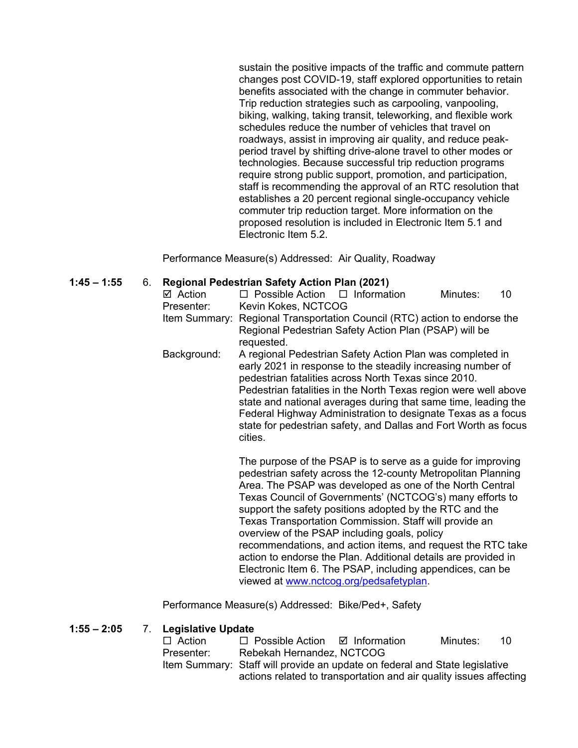sustain the positive impacts of the traffic and commute pattern changes post COVID-19, staff explored opportunities to retain benefits associated with the change in commuter behavior. Trip reduction strategies such as carpooling, vanpooling, biking, walking, taking transit, teleworking, and flexible work schedules reduce the number of vehicles that travel on roadways, assist in improving air quality, and reduce peak-period travel by shifting drive-alone travel to other modes or technologies. Because successful trip reduction programs require strong public support, promotion, and participation, staff is recommending the approval of an RTC resolution that establishes a 20 percent regional single-occupancy vehicle commuter trip reduction target. More information on the proposed resolution is included in Electronic Item 5.1 and Electronic Item 5.2.

Performance Measure(s) Addressed: Air Quality, Roadway

**1:45 – 1:55** 6. **Regional Pedestrian Safety Action Plan (2021)**

☑ Action ☐ Possible Action ☐ Information Minutes: 10

Presenter: Kevin Kokes, NCTCOG

Item Summary: Regional Transportation Council (RTC) action to endorse the Regional Pedestrian Safety Action Plan (PSAP) will be requested.

Background: A regional Pedestrian Safety Action Plan was completed in early 2021 in response to the steadily increasing number of pedestrian fatalities across North Texas since 2010. Pedestrian fatalities in the North Texas region were well above state and national averages during that same time, leading the Federal Highway Administration to designate Texas as a focus state for pedestrian safety, and Dallas and Fort Worth as focus cities.

The purpose of the PSAP is to serve as a guide for improving pedestrian safety across the 12-county Metropolitan Planning Area. The PSAP was developed as one of the North Central Texas Council of Governments' (NCTCOG's) many efforts to support the safety positions adopted by the RTC and the Texas Transportation Commission. Staff will provide an overview of the PSAP including goals, policy recommendations, and action items, and request the RTC take action to endorse the Plan. Additional details are provided in Electronic Item 6. The PSAP, including appendices, can be viewed at www.nctcog.org/pedsafetyplan.

Performance Measure(s) Addressed: Bike/Ped+, Safety

**1:55 – 2:05** 7. **Legislative Update**

☐ Action ☐ Possible Action ☑ Information Minutes: 10

Presenter: Rebekah Hernandez, NCTCOG

Item Summary: Staff will provide an update on federal and State legislative actions related to transportation and air quality issues affecting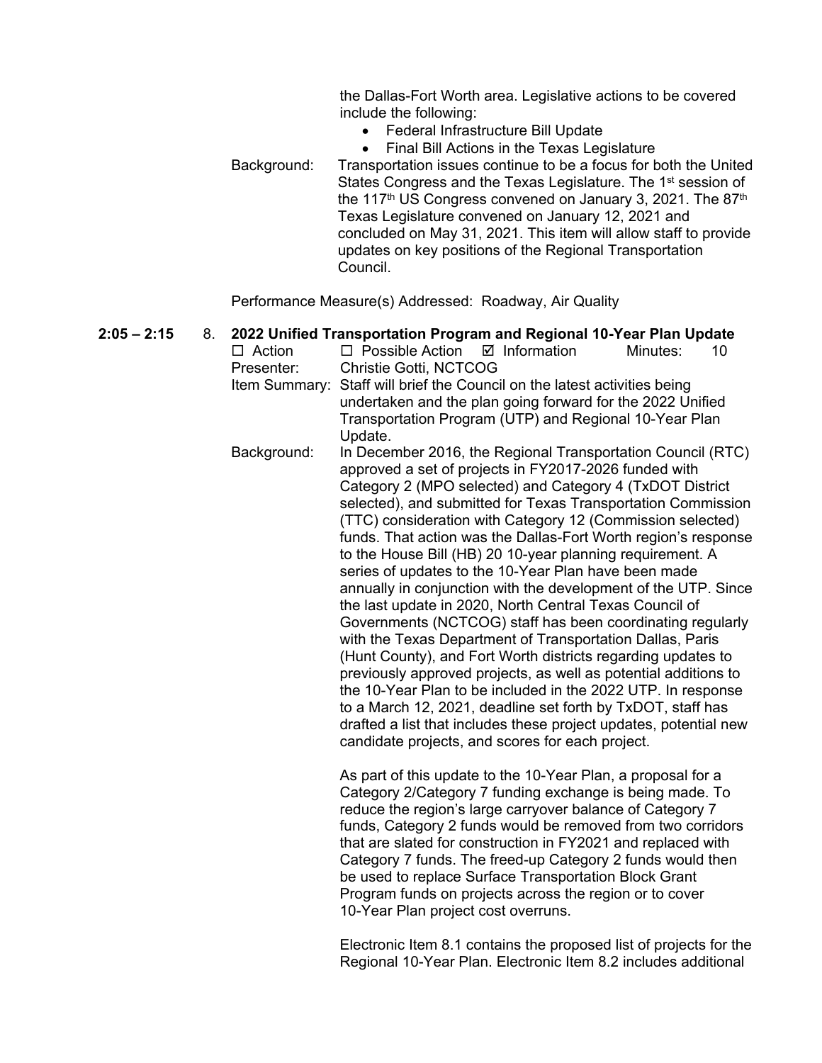the Dallas-Fort Worth area. Legislative actions to be covered include the following:

- Federal Infrastructure Bill Update
- Final Bill Actions in the Texas Legislature

Background: Transportation issues continue to be a focus for both the United States Congress and the Texas Legislature. The 1st session of the 117th US Congress convened on January 3, 2021. The 87th Texas Legislature convened on January 12, 2021 and concluded on May 31, 2021. This item will allow staff to provide updates on key positions of the Regional Transportation Council.

Performance Measure(s) Addressed: Roadway, Air Quality

**2:05 – 2:15** 8. **2022 Unified Transportation Program and Regional 10-Year Plan Update**

☐ Action ☐ Possible Action ☑ Information Minutes: 10

Presenter: Christie Gotti, NCTCOG

Item Summary: Staff will brief the Council on the latest activities being undertaken and the plan going forward for the 2022 Unified Transportation Program (UTP) and Regional 10-Year Plan Update.

Background: In December 2016, the Regional Transportation Council (RTC) approved a set of projects in FY2017-2026 funded with Category 2 (MPO selected) and Category 4 (TxDOT District selected), and submitted for Texas Transportation Commission (TTC) consideration with Category 12 (Commission selected) funds. That action was the Dallas-Fort Worth region's response to the House Bill (HB) 20 10-year planning requirement. A series of updates to the 10-Year Plan have been made annually in conjunction with the development of the UTP. Since the last update in 2020, North Central Texas Council of Governments (NCTCOG) staff has been coordinating regularly with the Texas Department of Transportation Dallas, Paris (Hunt County), and Fort Worth districts regarding updates to previously approved projects, as well as potential additions to the 10-Year Plan to be included in the 2022 UTP. In response to a March 12, 2021, deadline set forth by TxDOT, staff has drafted a list that includes these project updates, potential new candidate projects, and scores for each project.

As part of this update to the 10-Year Plan, a proposal for a Category 2/Category 7 funding exchange is being made. To reduce the region's large carryover balance of Category 7 funds, Category 2 funds would be removed from two corridors that are slated for construction in FY2021 and replaced with Category 7 funds. The freed-up Category 2 funds would then be used to replace Surface Transportation Block Grant Program funds on projects across the region or to cover 10-Year Plan project cost overruns.

Electronic Item 8.1 contains the proposed list of projects for the Regional 10-Year Plan. Electronic Item 8.2 includes additional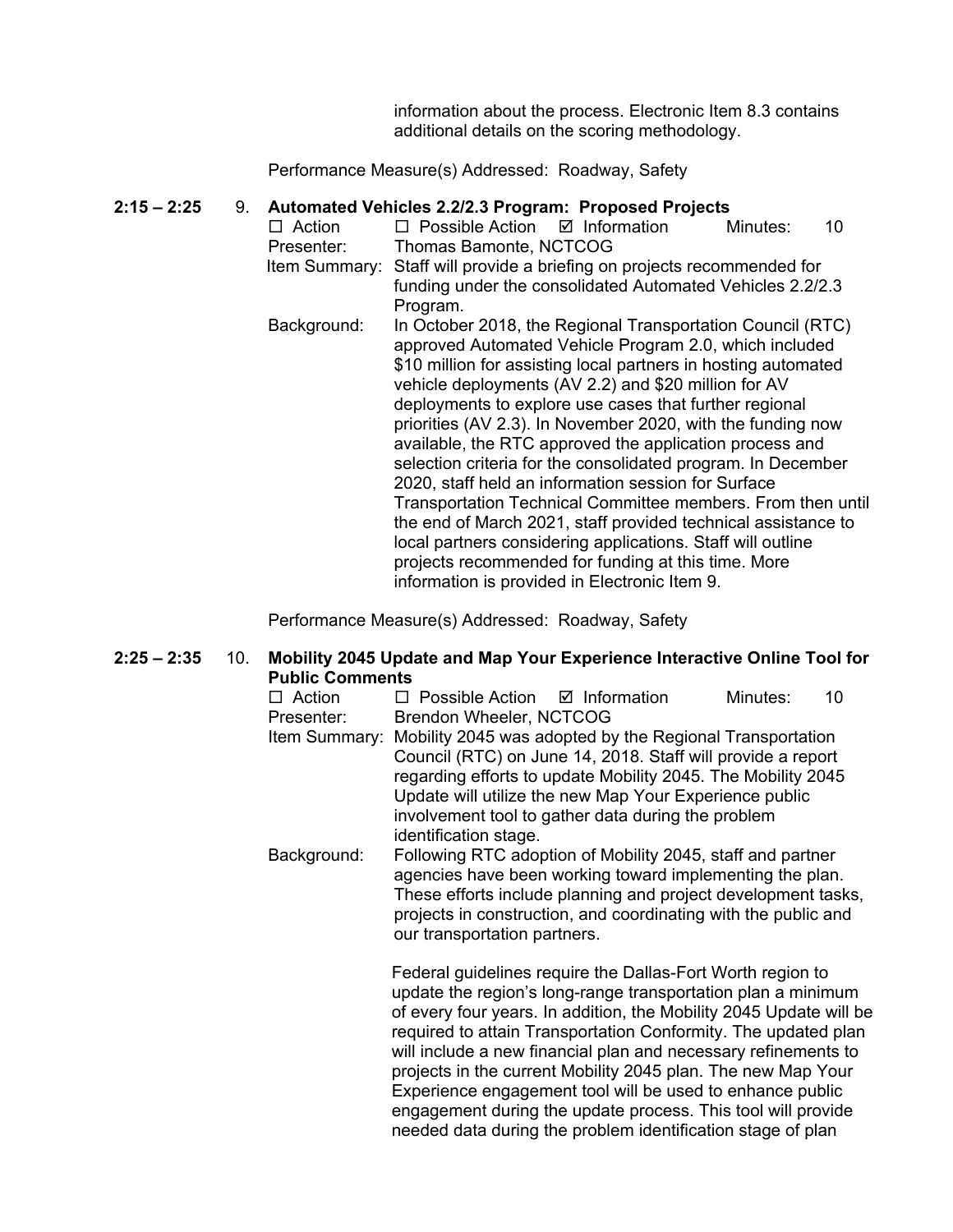information about the process. Electronic Item 8.3 contains additional details on the scoring methodology.

Performance Measure(s) Addressed: Roadway, Safety

**2:15 – 2:25** 9. **Automated Vehicles 2.2/2.3 Program: Proposed Projects**

☐ Action ☐ Possible Action ☑ Information Minutes: 10

Presenter: Thomas Bamonte, NCTCOG

Item Summary: Staff will provide a briefing on projects recommended for funding under the consolidated Automated Vehicles 2.2/2.3 Program.

Background: In October 2018, the Regional Transportation Council (RTC) approved Automated Vehicle Program 2.0, which included $10 million for assisting local partners in hosting automated vehicle deployments (AV 2.2) and $20 million for AV deployments to explore use cases that further regional priorities (AV 2.3). In November 2020, with the funding now available, the RTC approved the application process and selection criteria for the consolidated program. In December 2020, staff held an information session for Surface Transportation Technical Committee members. From then until the end of March 2021, staff provided technical assistance to local partners considering applications. Staff will outline projects recommended for funding at this time. More information is provided in Electronic Item 9.

Performance Measure(s) Addressed: Roadway, Safety

**2:25 – 2:35** 10. **Mobility 2045 Update and Map Your Experience Interactive Online Tool for Public Comments**

☐ Action ☐ Possible Action ☑ Information Minutes: 10

Presenter: Brendon Wheeler, NCTCOG

Item Summary: Mobility 2045 was adopted by the Regional Transportation Council (RTC) on June 14, 2018. Staff will provide a report regarding efforts to update Mobility 2045. The Mobility 2045 Update will utilize the new Map Your Experience public involvement tool to gather data during the problem identification stage.

Background: Following RTC adoption of Mobility 2045, staff and partner agencies have been working toward implementing the plan. These efforts include planning and project development tasks, projects in construction, and coordinating with the public and our transportation partners.

Federal guidelines require the Dallas-Fort Worth region to update the region's long-range transportation plan a minimum of every four years. In addition, the Mobility 2045 Update will be required to attain Transportation Conformity. The updated plan will include a new financial plan and necessary refinements to projects in the current Mobility 2045 plan. The new Map Your Experience engagement tool will be used to enhance public engagement during the update process. This tool will provide needed data during the problem identification stage of plan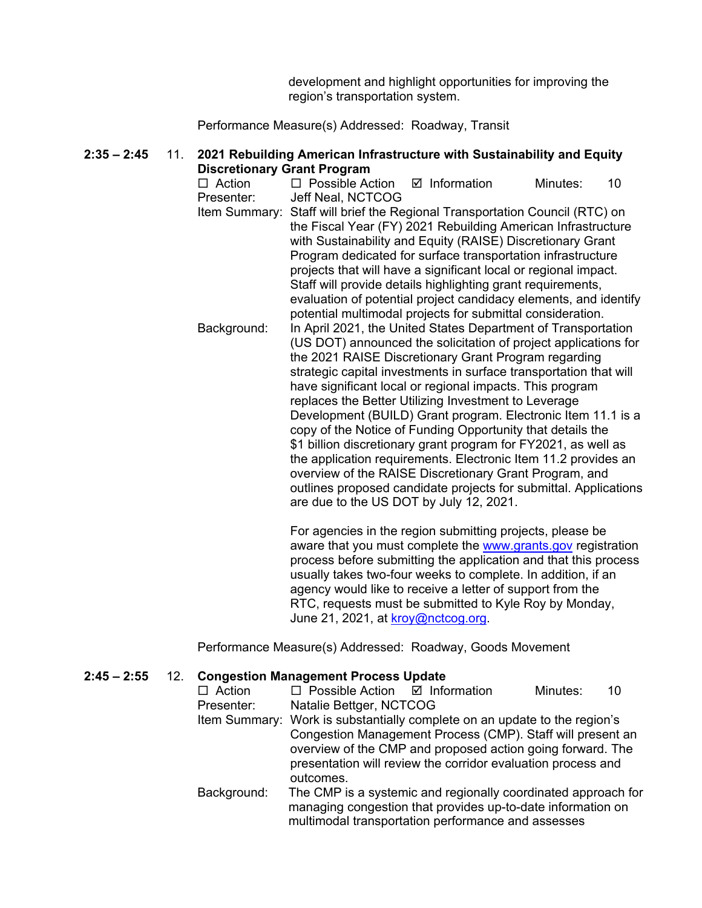development and highlight opportunities for improving the region's transportation system.

Performance Measure(s) Addressed: Roadway, Transit

**2:35 – 2:45 11. 2021 Rebuilding American Infrastructure with Sustainability and Equity Discretionary Grant Program**

☐ Action ☐ Possible Action ☑ Information Minutes: 10

Presenter: Jeff Neal, NCTCOG

Item Summary: Staff will brief the Regional Transportation Council (RTC) on the Fiscal Year (FY) 2021 Rebuilding American Infrastructure with Sustainability and Equity (RAISE) Discretionary Grant Program dedicated for surface transportation infrastructure projects that will have a significant local or regional impact. Staff will provide details highlighting grant requirements, evaluation of potential project candidacy elements, and identify potential multimodal projects for submittal consideration.

Background: In April 2021, the United States Department of Transportation (US DOT) announced the solicitation of project applications for the 2021 RAISE Discretionary Grant Program regarding strategic capital investments in surface transportation that will have significant local or regional impacts. This program replaces the Better Utilizing Investment to Leverage Development (BUILD) Grant program. Electronic Item 11.1 is a copy of the Notice of Funding Opportunity that details the $1 billion discretionary grant program for FY2021, as well as the application requirements. Electronic Item 11.2 provides an overview of the RAISE Discretionary Grant Program, and outlines proposed candidate projects for submittal. Applications are due to the US DOT by July 12, 2021.

For agencies in the region submitting projects, please be aware that you must complete the www.grants.gov registration process before submitting the application and that this process usually takes two-four weeks to complete. In addition, if an agency would like to receive a letter of support from the RTC, requests must be submitted to Kyle Roy by Monday, June 21, 2021, at kroy@nctcog.org.

Performance Measure(s) Addressed: Roadway, Goods Movement

**2:45 – 2:55 12. Congestion Management Process Update**

☐ Action ☐ Possible Action ☑ Information Minutes: 10

Presenter: Natalie Bettger, NCTCOG

Item Summary: Work is substantially complete on an update to the region's Congestion Management Process (CMP). Staff will present an overview of the CMP and proposed action going forward. The presentation will review the corridor evaluation process and outcomes.

Background: The CMP is a systemic and regionally coordinated approach for managing congestion that provides up-to-date information on multimodal transportation performance and assesses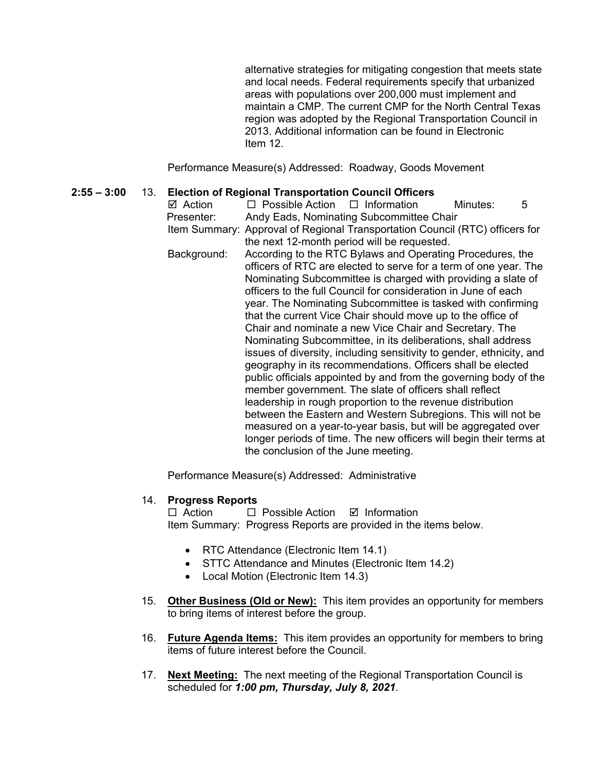alternative strategies for mitigating congestion that meets state and local needs. Federal requirements specify that urbanized areas with populations over 200,000 must implement and maintain a CMP. The current CMP for the North Central Texas region was adopted by the Regional Transportation Council in 2013. Additional information can be found in Electronic Item 12.

Performance Measure(s) Addressed: Roadway, Goods Movement

**2:55 – 3:00** 13. **Election of Regional Transportation Council Officers**

☑ Action ☐ Possible Action ☐ Information Minutes: 5

Presenter: Andy Eads, Nominating Subcommittee Chair

Item Summary: Approval of Regional Transportation Council (RTC) officers for the next 12-month period will be requested.

Background: According to the RTC Bylaws and Operating Procedures, the officers of RTC are elected to serve for a term of one year. The Nominating Subcommittee is charged with providing a slate of officers to the full Council for consideration in June of each year. The Nominating Subcommittee is tasked with confirming that the current Vice Chair should move up to the office of Chair and nominate a new Vice Chair and Secretary. The Nominating Subcommittee, in its deliberations, shall address issues of diversity, including sensitivity to gender, ethnicity, and geography in its recommendations. Officers shall be elected public officials appointed by and from the governing body of the member government. The slate of officers shall reflect leadership in rough proportion to the revenue distribution between the Eastern and Western Subregions. This will not be measured on a year-to-year basis, but will be aggregated over longer periods of time. The new officers will begin their terms at the conclusion of the June meeting.

Performance Measure(s) Addressed: Administrative

14. **Progress Reports**

☐ Action ☐ Possible Action ☑ Information

Item Summary: Progress Reports are provided in the items below.

- RTC Attendance (Electronic Item 14.1)
- STTC Attendance and Minutes (Electronic Item 14.2)
- Local Motion (Electronic Item 14.3)

15. **Other Business (Old or New):** This item provides an opportunity for members to bring items of interest before the group.

16. **Future Agenda Items:** This item provides an opportunity for members to bring items of future interest before the Council.

17. **Next Meeting:** The next meeting of the Regional Transportation Council is scheduled for ***1:00 pm, Thursday, July 8, 2021***.